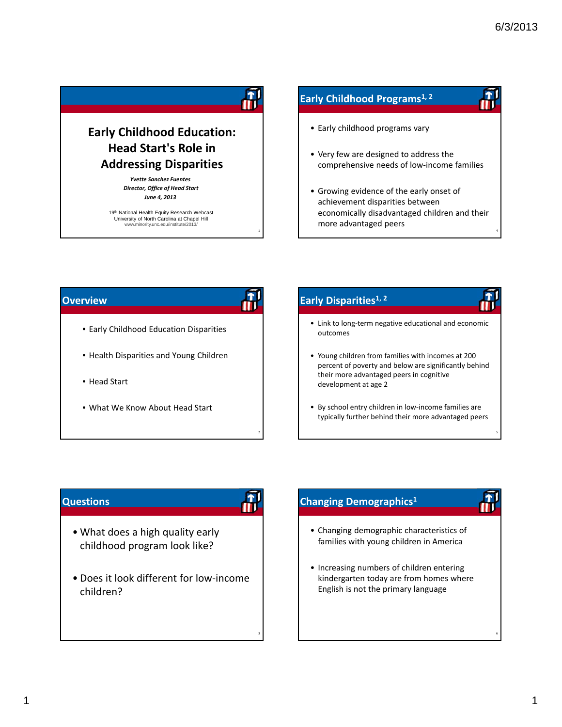# Early Childhood Education: Head Start's Role in Addressing Disparities

***Yvette Sanchez Fuentes***
***Director, Office of Head Start***
***June 4, 2013***

19th National Health Equity Research Webcast
University of North Carolina at Chapel Hill
www.minority.unc.edu/institute/2013/

## Overview

- Early Childhood Education Disparities
- Health Disparities and Young Children
- Head Start
- What We Know About Head Start

## Questions

- What does a high quality early childhood program look like?
- Does it look different for low-income children?

## Early Childhood Programs[1, 2]

- Early childhood programs vary
- Very few are designed to address the comprehensive needs of low-income families
- Growing evidence of the early onset of achievement disparities between economically disadvantaged children and their more advantaged peers

## Early Disparities[1, 2]

- Link to long-term negative educational and economic outcomes
- Young children from families with incomes at 200 percent of poverty and below are significantly behind their more advantaged peers in cognitive development at age 2
- By school entry children in low-income families are typically further behind their more advantaged peers

## Changing Demographics[1]

- Changing demographic characteristics of families with young children in America
- Increasing numbers of children entering kindergarten today are from homes where English is not the primary language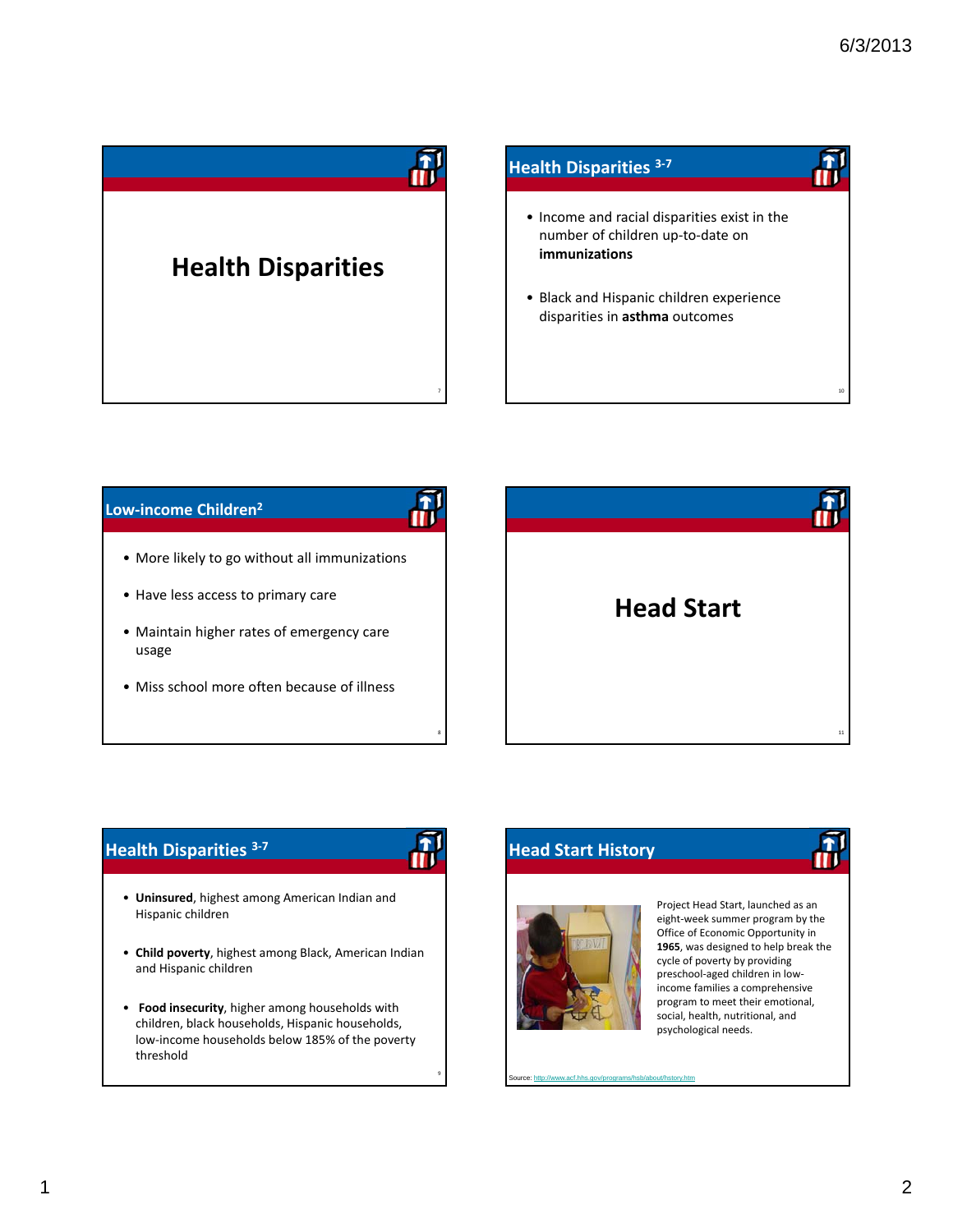# Health Disparities

## Health Disparities [3-7]

- Income and racial disparities exist in the number of children up-to-date on **immunizations**
- Black and Hispanic children experience disparities in **asthma** outcomes

## Low-income Children[2]

- More likely to go without all immunizations
- Have less access to primary care
- Maintain higher rates of emergency care usage
- Miss school more often because of illness

# Head Start

## Health Disparities [3-7]

- **Uninsured**, highest among American Indian and Hispanic children
- **Child poverty**, highest among Black, American Indian and Hispanic children
- **Food insecurity**, higher among households with children, black households, Hispanic households, low-income households below 185% of the poverty threshold

## Head Start History

Project Head Start, launched as an eight-week summer program by the Office of Economic Opportunity in **1965**, was designed to help break the cycle of poverty by providing preschool-aged children in low-income families a comprehensive program to meet their emotional, social, health, nutritional, and psychological needs.

Source: http://www.acf.hhs.gov/programs/hsb/about/history.htm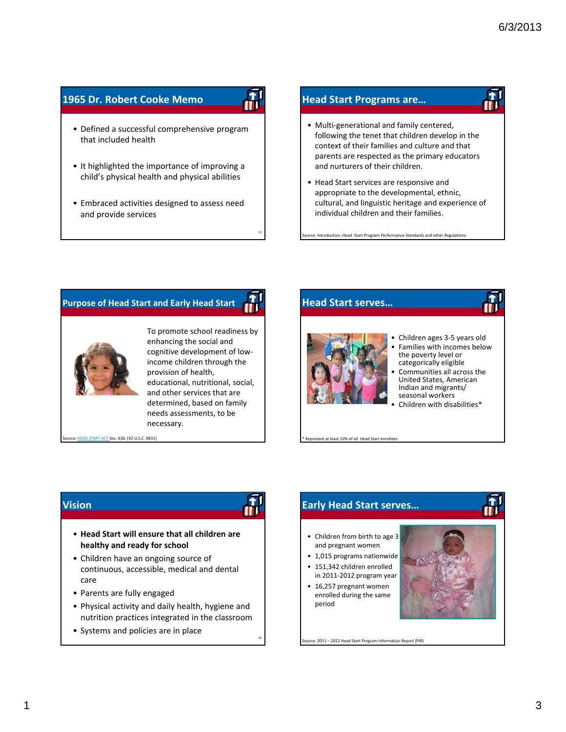## 1965 Dr. Robert Cooke Memo

- Defined a successful comprehensive program that included health
- It highlighted the importance of improving a child's physical health and physical abilities
- Embraced activities designed to assess need and provide services

## Head Start Programs are…

- Multi-generational and family centered, following the tenet that children develop in the context of their families and culture and that parents are respected as the primary educators and nurturers of their children.
- Head Start services are responsive and appropriate to the developmental, ethnic, cultural, and linguistic heritage and experience of individual children and their families.

Source: Introduction: Head Start Program Performance Standards and other Regulations

## Purpose of Head Start and Early Head Start

To promote school readiness by enhancing the social and cognitive development of low-income children through the provision of health, educational, nutritional, social, and other services that are determined, based on family needs assessments, to be necessary.

Source: HEAD START ACT Sec. 636. [42 U.S.C. 9831]

## Head Start serves…

- Children ages 3-5 years old
- Families with incomes below the poverty level or categorically eligible
- Communities all across the United States, American Indian and migrants/ seasonal workers
- Children with disabilities*

* Represent at least 10% of all Head Start enrollees

## Vision

- **Head Start will ensure that all children are healthy and ready for school**
- Children have an ongoing source of continuous, accessible, medical and dental care
- Parents are fully engaged
- Physical activity and daily health, hygiene and nutrition practices integrated in the classroom
- Systems and policies are in place

## Early Head Start serves…

- Children from birth to age 3 and pregnant women
- 1,015 programs nationwide
- 151,342 children enrolled in 2011-2012 program year
- 16,257 pregnant women enrolled during the same period

Source: 2011 – 2012 Head Start Program Information Report (PIR)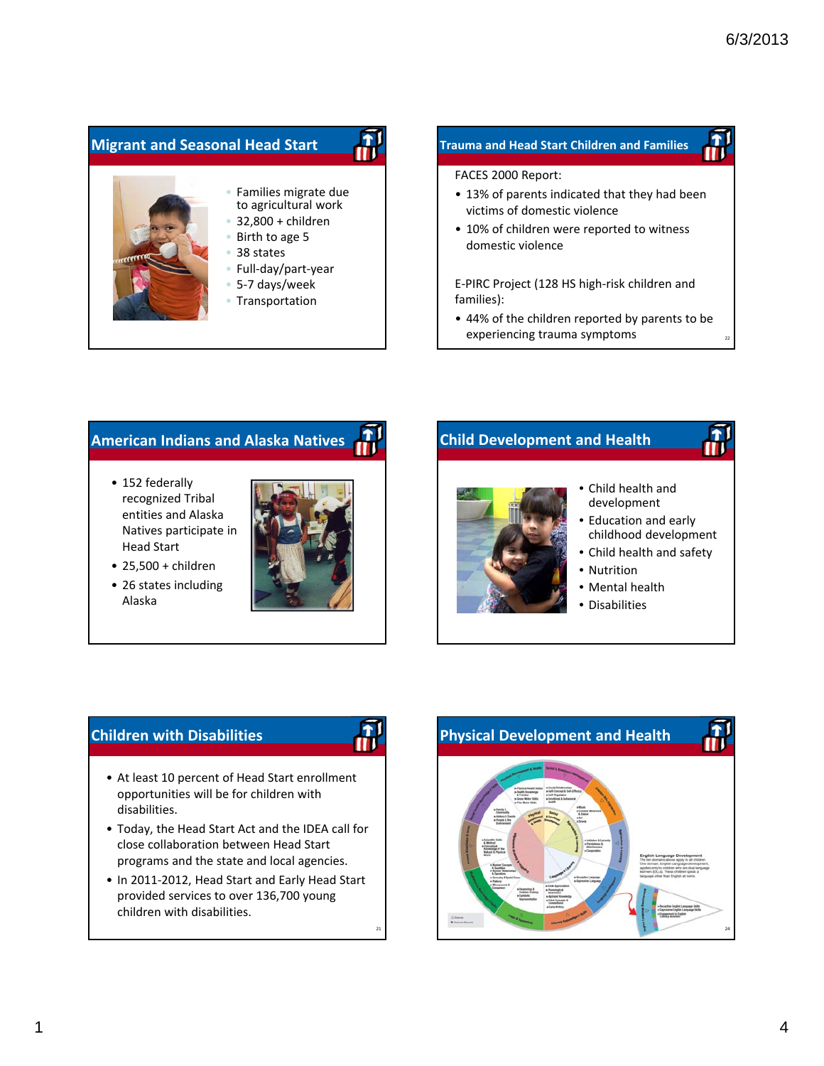## Migrant and Seasonal Head Start

- Families migrate due to agricultural work
- 32,800 + children
- Birth to age 5
- 38 states
- Full-day/part-year
- 5-7 days/week
- Transportation

## Trauma and Head Start Children and Families

FACES 2000 Report:

- 13% of parents indicated that they had been victims of domestic violence
- 10% of children were reported to witness domestic violence

E-PIRC Project (128 HS high-risk children and families):

- 44% of the children reported by parents to be experiencing trauma symptoms

## American Indians and Alaska Natives

- 152 federally recognized Tribal entities and Alaska Natives participate in Head Start
- 25,500 + children
- 26 states including Alaska

## Child Development and Health

- Child health and development
- Education and early childhood development
- Child health and safety
- Nutrition
- Mental health
- Disabilities

## Children with Disabilities

- At least 10 percent of Head Start enrollment opportunities will be for children with disabilities.
- Today, the Head Start Act and the IDEA call for close collaboration between Head Start programs and the state and local agencies.
- In 2011-2012, Head Start and Early Head Start provided services to over 136,700 young children with disabilities.

## Physical Development and Health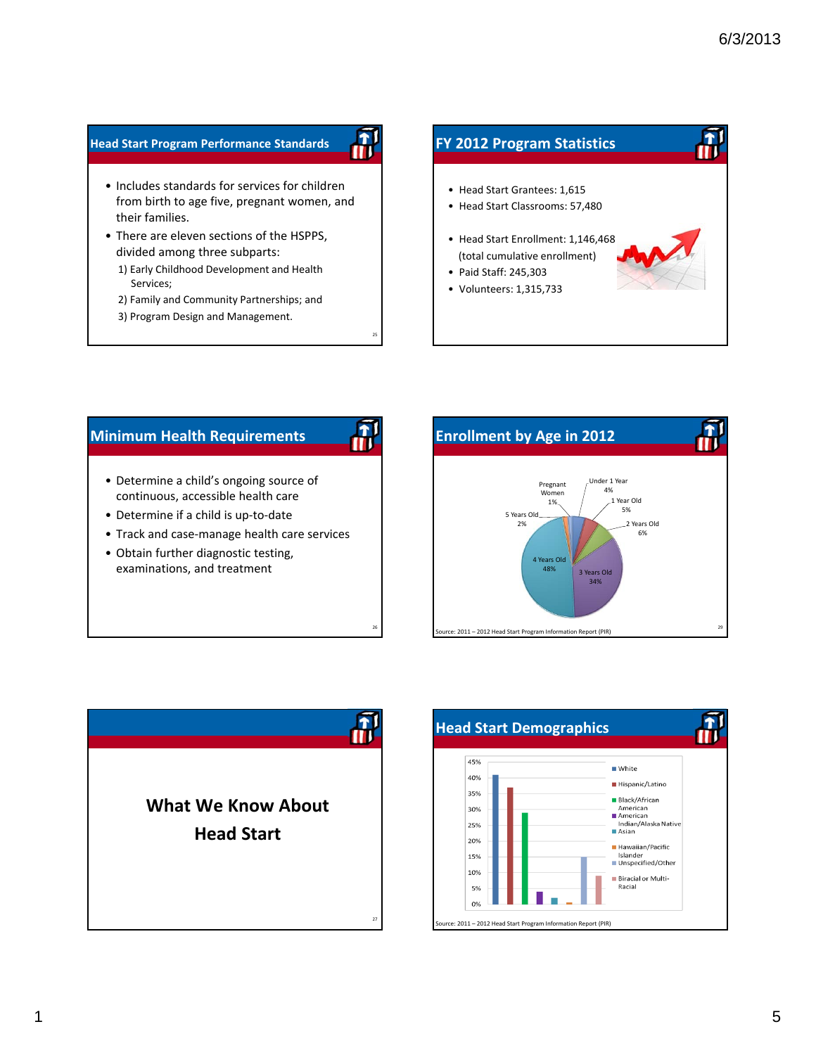## Head Start Program Performance Standards

- Includes standards for services for children from birth to age five, pregnant women, and their families.
- There are eleven sections of the HSPPS, divided among three subparts:
  1) Early Childhood Development and Health Services;
  2) Family and Community Partnerships; and
  3) Program Design and Management.

## FY 2012 Program Statistics

- Head Start Grantees: 1,615
- Head Start Classrooms: 57,480
- Head Start Enrollment: 1,146,468 (total cumulative enrollment)
- Paid Staff: 245,303
- Volunteers: 1,315,733

## Minimum Health Requirements

- Determine a child's ongoing source of continuous, accessible health care
- Determine if a child is up-to-date
- Track and case-manage health care services
- Obtain further diagnostic testing, examinations, and treatment

## Enrollment by Age in 2012

| Category | Percent |
|---|---|
| Pregnant Women | 1% |
| Under 1 Year | 4% |
| 1 Year Old | 5% |
| 2 Years Old | 6% |
| 3 Years Old | 34% |
| 4 Years Old | 48% |
| 5 Years Old | 2% |

Source: 2011 – 2012 Head Start Program Information Report (PIR)

## What We Know About Head Start

## Head Start Demographics

Legend: White; Hispanic/Latino; Black/African American; American Indian/Alaska Native; Asian; Hawaiian/Pacific Islander; Unspecified/Other; Biracial or Multi-Racial

Source: 2011 – 2012 Head Start Program Information Report (PIR)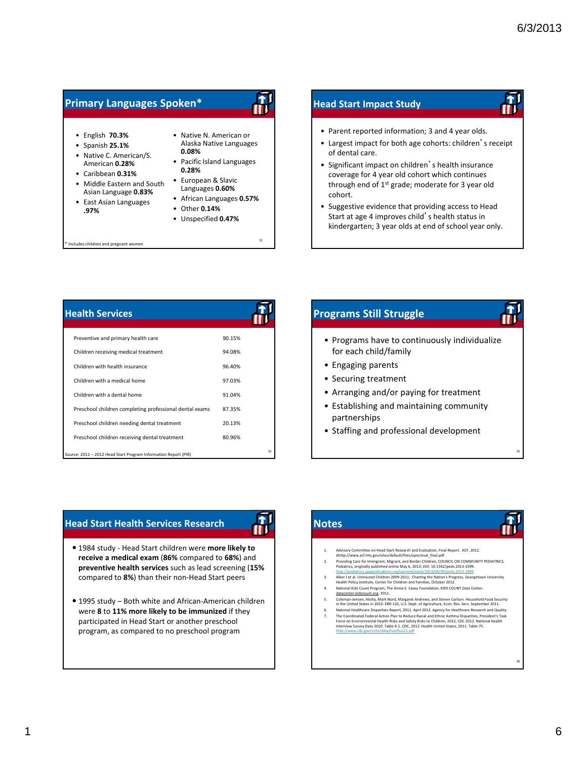## Primary Languages Spoken*

- English **70.3%**
- Spanish **25.1%**
- Native C. American/S. American **0.28%**
- Caribbean **0.31%**
- Middle Eastern and South Asian Language **0.83%**
- East Asian Languages **.97%**
- Native N. American or Alaska Native Languages **0.08%**
- Pacific Island Languages **0.28%**
- European & Slavic Languages **0.60%**
- African Languages **0.57%**
- Other **0.14%**
- Unspecified **0.47%**

* Includes children and pregnant women

## Head Start Impact Study

- Parent reported information; 3 and 4 year olds.
- Largest impact for both age cohorts: children's receipt of dental care.
- Significant impact on children's health insurance coverage for 4 year old cohort which continues through end of 1st grade; moderate for 3 year old cohort.
- Suggestive evidence that providing access to Head Start at age 4 improves child's health status in kindergarten; 3 year olds at end of school year only.

## Health Services

| | |
|---|---|
| Preventive and primary health care | 90.15% |
| Children receiving medical treatment | 94.08% |
| Children with health insurance | 96.40% |
| Children with a medical home | 97.03% |
| Children with a dental home | 91.04% |
| Preschool children completing professional dental exams | 87.35% |
| Preschool children needing dental treatment | 20.13% |
| Preschool children receiving dental treatment | 80.96% |

Source: 2011 – 2012 Head Start Program Information Report (PIR)

## Programs Still Struggle

- Programs have to continuously individualize for each child/family
- Engaging parents
- Securing treatment
- Arranging and/or paying for treatment
- Establishing and maintaining community partnerships
- Staffing and professional development

## Head Start Health Services Research

- 1984 study - Head Start children were **more likely to receive a medical exam** (**86%** compared to **68%**) and **preventive health services** such as lead screening (**15%** compared to **8%**) than their non-Head Start peers
- 1995 study – Both white and African-American children were **8** to **11% more likely to be immunized** if they participated in Head Start or another preschool program, as compared to no preschool program

## Notes

1. Advisory Committee on Head Start Research and Evaluation, Final Report. ACF, 2012. Ahttp://www.acf.hhs.gov/sites/default/files/opre/eval_final.pdf
2. Providing Care for Immigrant, Migrant, and Border Children, COUNCIL ON COMMUNITY PEDIATRICS. Pediatrics; originally published online May 6, 2013; DOI: 10.1542/peds.2013-1099. http://pediatrics.aappublications.org/content/early/2013/04/30/peds.2013-1099
3. Alker J et al. Uninsured Children 2009-2011: Charting the Nation's Progress, Georgetown University Health Policy Institute, Center for Children and Families, October 2012.
4. National Kids Count Program, The Annie E. Casey Foundation, KIDS COUNT Data Center. datacenter.kidscount.org. 2011.
5. Coleman-Jensen, Alisha, Mark Nord, Margaret Andrews, and Steven Carlson. Household Food Security in the United States in 2010. ERR-125, U.S. Dept. of Agriculture, Econ. Res. Serv. September 2011.
6. National Healthcare Disparities Report, 2011. April 2012. Agency for Healthcare Research and Quality.
7. The Coordinated Federal Action Plan to Reduce Racial and Ethnic Asthma Disparities, President's Task Force on Environmental Health Risks and Safety Risks to Children, 2012, CDC 2012. National Health Interview Survey Data 2010. Table 4-1. CDC, 2012. Health United States, 2011. Table 75. http://www.cdc.gov/nchs/data/hus/hus11.pdf